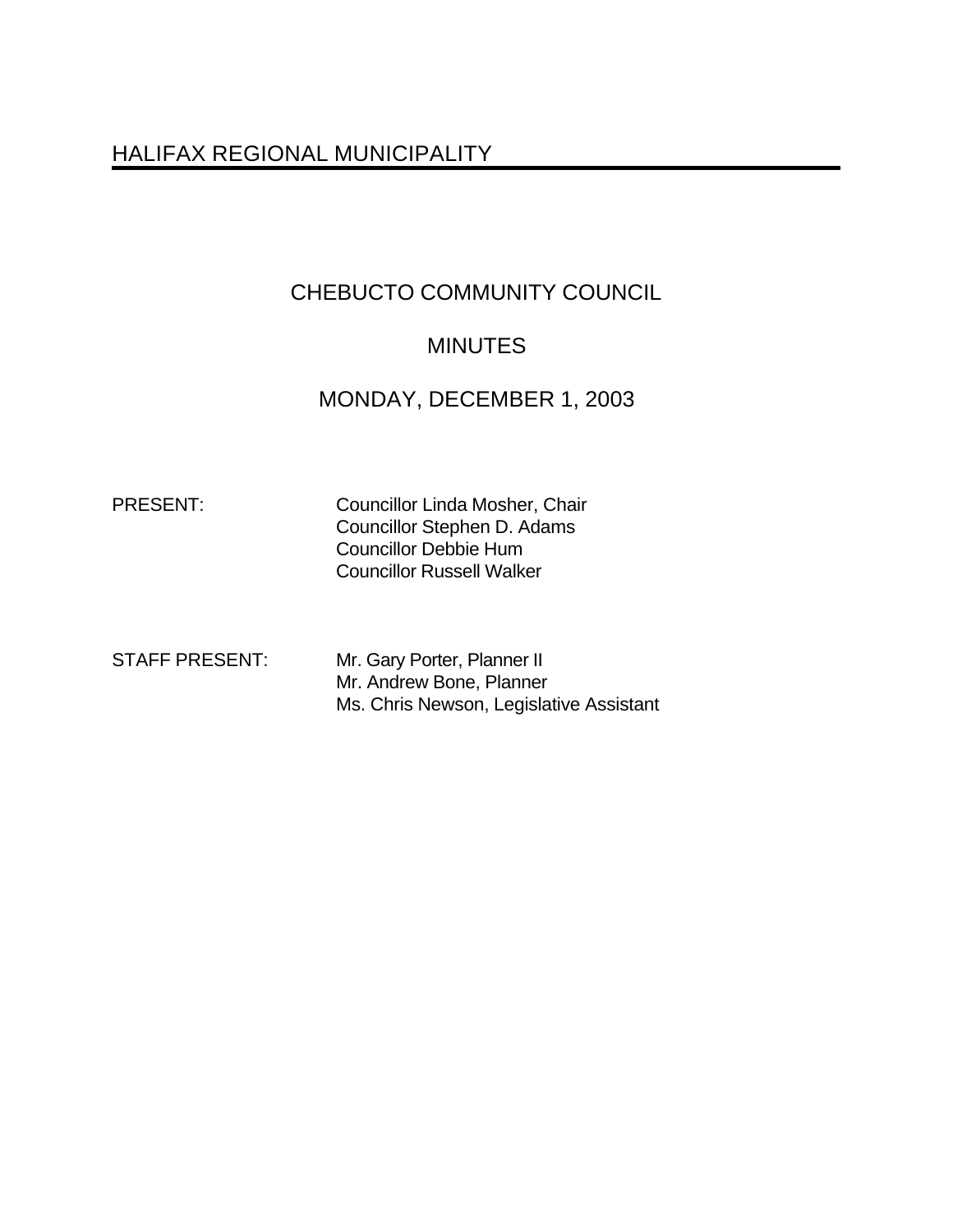# HALIFAX REGIONAL MUNICIPALITY

## CHEBUCTO COMMUNITY COUNCIL

## MINUTES

## MONDAY, DECEMBER 1, 2003

PRESENT: Councillor Linda Mosher, Chair
Councillor Stephen D. Adams
Councillor Debbie Hum
Councillor Russell Walker

STAFF PRESENT: Mr. Gary Porter, Planner II
Mr. Andrew Bone, Planner
Ms. Chris Newson, Legislative Assistant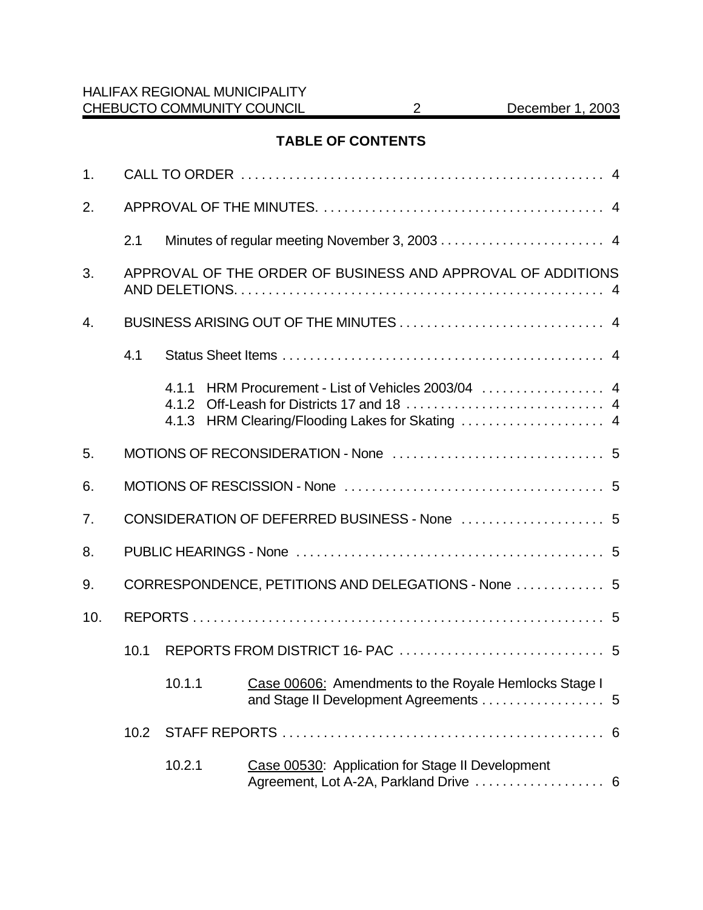## TABLE OF CONTENTS

1. CALL TO ORDER . . . . . . . . . . . . . . . . . . . . . . . . . . . . . . . . . . . . . . . . . . . . . . . . . . . . 4

2. APPROVAL OF THE MINUTES. . . . . . . . . . . . . . . . . . . . . . . . . . . . . . . . . . . . . . . . . 4

   2.1 Minutes of regular meeting November 3, 2003 . . . . . . . . . . . . . . . . . . . . . . . . 4

3. APPROVAL OF THE ORDER OF BUSINESS AND APPROVAL OF ADDITIONS AND DELETIONS. . . . . . . . . . . . . . . . . . . . . . . . . . . . . . . . . . . . . . . . . . . . . . . . . . . . . . 4

4. BUSINESS ARISING OUT OF THE MINUTES . . . . . . . . . . . . . . . . . . . . . . . . . . . . . . 4

   4.1 Status Sheet Items . . . . . . . . . . . . . . . . . . . . . . . . . . . . . . . . . . . . . . . . . . . . . . . . 4

      4.1.1 HRM Procurement - List of Vehicles 2003/04 . . . . . . . . . . . . . . . . . . 4
      4.1.2 Off-Leash for Districts 17 and 18 . . . . . . . . . . . . . . . . . . . . . . . . . . . . . 4
      4.1.3 HRM Clearing/Flooding Lakes for Skating . . . . . . . . . . . . . . . . . . . . . 4

5. MOTIONS OF RECONSIDERATION - None . . . . . . . . . . . . . . . . . . . . . . . . . . . . . . . 5

6. MOTIONS OF RESCISSION - None . . . . . . . . . . . . . . . . . . . . . . . . . . . . . . . . . . . . . . 5

7. CONSIDERATION OF DEFERRED BUSINESS - None . . . . . . . . . . . . . . . . . . . . . 5

8. PUBLIC HEARINGS - None . . . . . . . . . . . . . . . . . . . . . . . . . . . . . . . . . . . . . . . . . . . . . 5

9. CORRESPONDENCE, PETITIONS AND DELEGATIONS - None . . . . . . . . . . . . . 5

10. REPORTS . . . . . . . . . . . . . . . . . . . . . . . . . . . . . . . . . . . . . . . . . . . . . . . . . . . . . . . . . . . . 5

   10.1 REPORTS FROM DISTRICT 16- PAC . . . . . . . . . . . . . . . . . . . . . . . . . . . . . . 5

      10.1.1 Case 00606: Amendments to the Royale Hemlocks Stage I and Stage II Development Agreements . . . . . . . . . . . . . . . . . . 5

   10.2 STAFF REPORTS . . . . . . . . . . . . . . . . . . . . . . . . . . . . . . . . . . . . . . . . . . . . . . . 6

      10.2.1 Case 00530: Application for Stage II Development Agreement, Lot A-2A, Parkland Drive . . . . . . . . . . . . . . . . . . . 6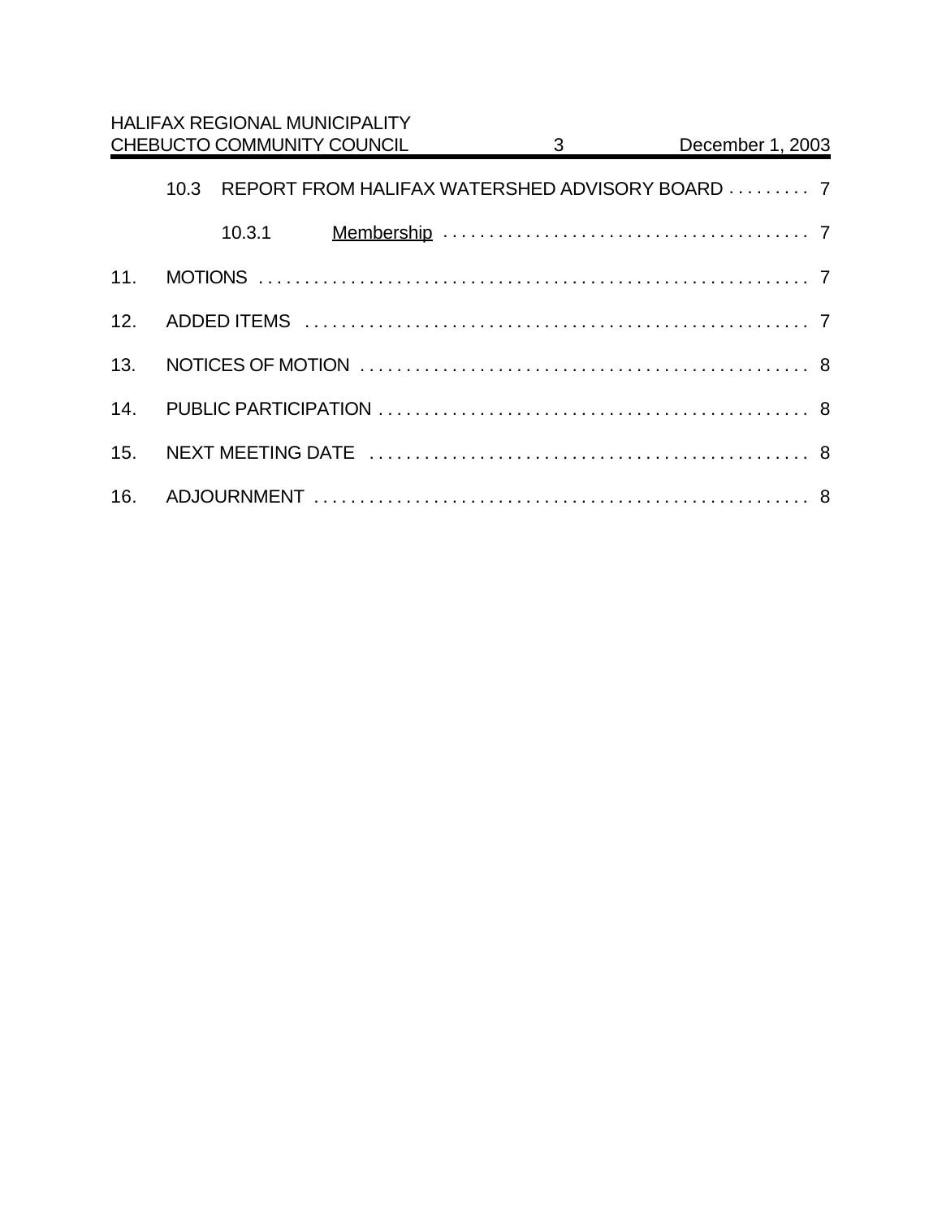10.3 REPORT FROM HALIFAX WATERSHED ADVISORY BOARD . . . . . . . . . 7

10.3.1 Membership . . . . . . . . . . . . . . . . . . . . . . . . . . . . . . . . . . . . . . . 7

11. MOTIONS . . . . . . . . . . . . . . . . . . . . . . . . . . . . . . . . . . . . . . . . . . . . . . . . . . . . . . . . . . . 7

12. ADDED ITEMS . . . . . . . . . . . . . . . . . . . . . . . . . . . . . . . . . . . . . . . . . . . . . . . . . . . . . . 7

13. NOTICES OF MOTION . . . . . . . . . . . . . . . . . . . . . . . . . . . . . . . . . . . . . . . . . . . . . . . . 8

14. PUBLIC PARTICIPATION . . . . . . . . . . . . . . . . . . . . . . . . . . . . . . . . . . . . . . . . . . . . . . 8

15. NEXT MEETING DATE . . . . . . . . . . . . . . . . . . . . . . . . . . . . . . . . . . . . . . . . . . . . . . . 8

16. ADJOURNMENT . . . . . . . . . . . . . . . . . . . . . . . . . . . . . . . . . . . . . . . . . . . . . . . . . . . . 8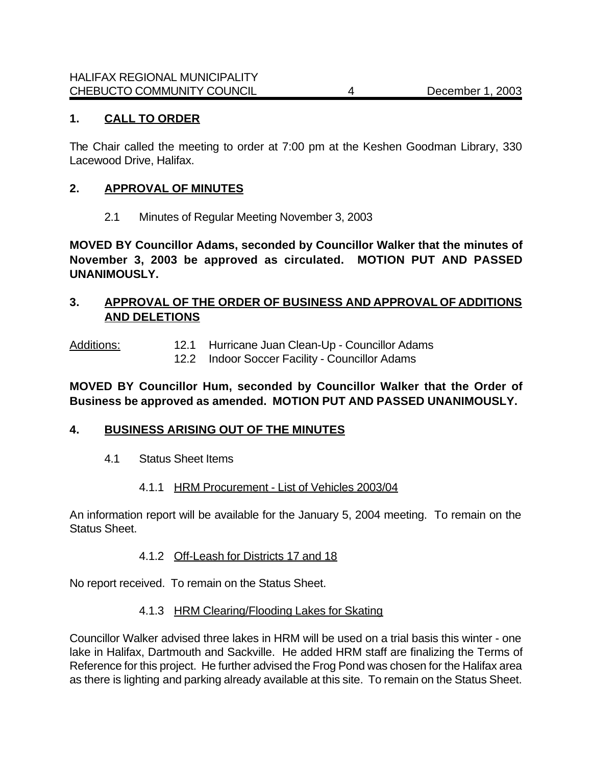## 1. CALL TO ORDER

The Chair called the meeting to order at 7:00 pm at the Keshen Goodman Library, 330 Lacewood Drive, Halifax.

## 2. APPROVAL OF MINUTES

2.1 Minutes of Regular Meeting November 3, 2003

**MOVED BY Councillor Adams, seconded by Councillor Walker that the minutes of November 3, 2003 be approved as circulated. MOTION PUT AND PASSED UNANIMOUSLY.**

## 3. APPROVAL OF THE ORDER OF BUSINESS AND APPROVAL OF ADDITIONS AND DELETIONS

Additions:
- 12.1 Hurricane Juan Clean-Up - Councillor Adams
- 12.2 Indoor Soccer Facility - Councillor Adams

**MOVED BY Councillor Hum, seconded by Councillor Walker that the Order of Business be approved as amended. MOTION PUT AND PASSED UNANIMOUSLY.**

## 4. BUSINESS ARISING OUT OF THE MINUTES

4.1 Status Sheet Items

4.1.1 HRM Procurement - List of Vehicles 2003/04

An information report will be available for the January 5, 2004 meeting. To remain on the Status Sheet.

4.1.2 Off-Leash for Districts 17 and 18

No report received. To remain on the Status Sheet.

4.1.3 HRM Clearing/Flooding Lakes for Skating

Councillor Walker advised three lakes in HRM will be used on a trial basis this winter - one lake in Halifax, Dartmouth and Sackville. He added HRM staff are finalizing the Terms of Reference for this project. He further advised the Frog Pond was chosen for the Halifax area as there is lighting and parking already available at this site. To remain on the Status Sheet.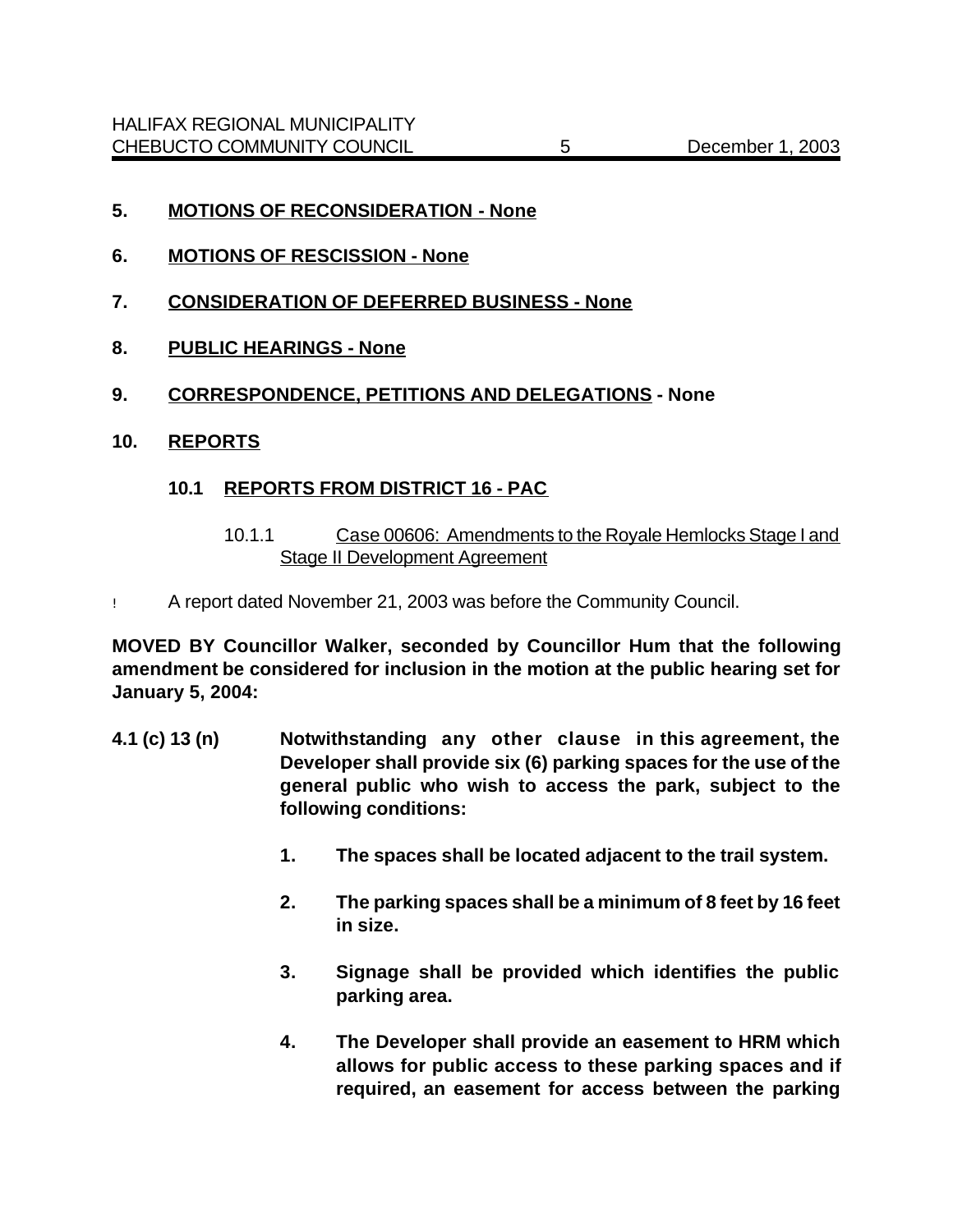## 5. MOTIONS OF RECONSIDERATION - None

## 6. MOTIONS OF RESCISSION - None

## 7. CONSIDERATION OF DEFERRED BUSINESS - None

## 8. PUBLIC HEARINGS - None

## 9. CORRESPONDENCE, PETITIONS AND DELEGATIONS - None

## 10. REPORTS

### 10.1 REPORTS FROM DISTRICT 16 - PAC

10.1.1 Case 00606: Amendments to the Royale Hemlocks Stage I and Stage II Development Agreement

- A report dated November 21, 2003 was before the Community Council.

**MOVED BY Councillor Walker, seconded by Councillor Hum that the following amendment be considered for inclusion in the motion at the public hearing set for January 5, 2004:**

**4.1 (c) 13 (n)** **Notwithstanding any other clause in this agreement, the Developer shall provide six (6) parking spaces for the use of the general public who wish to access the park, subject to the following conditions:**

1. **The spaces shall be located adjacent to the trail system.**
2. **The parking spaces shall be a minimum of 8 feet by 16 feet in size.**
3. **Signage shall be provided which identifies the public parking area.**
4. **The Developer shall provide an easement to HRM which allows for public access to these parking spaces and if required, an easement for access between the parking**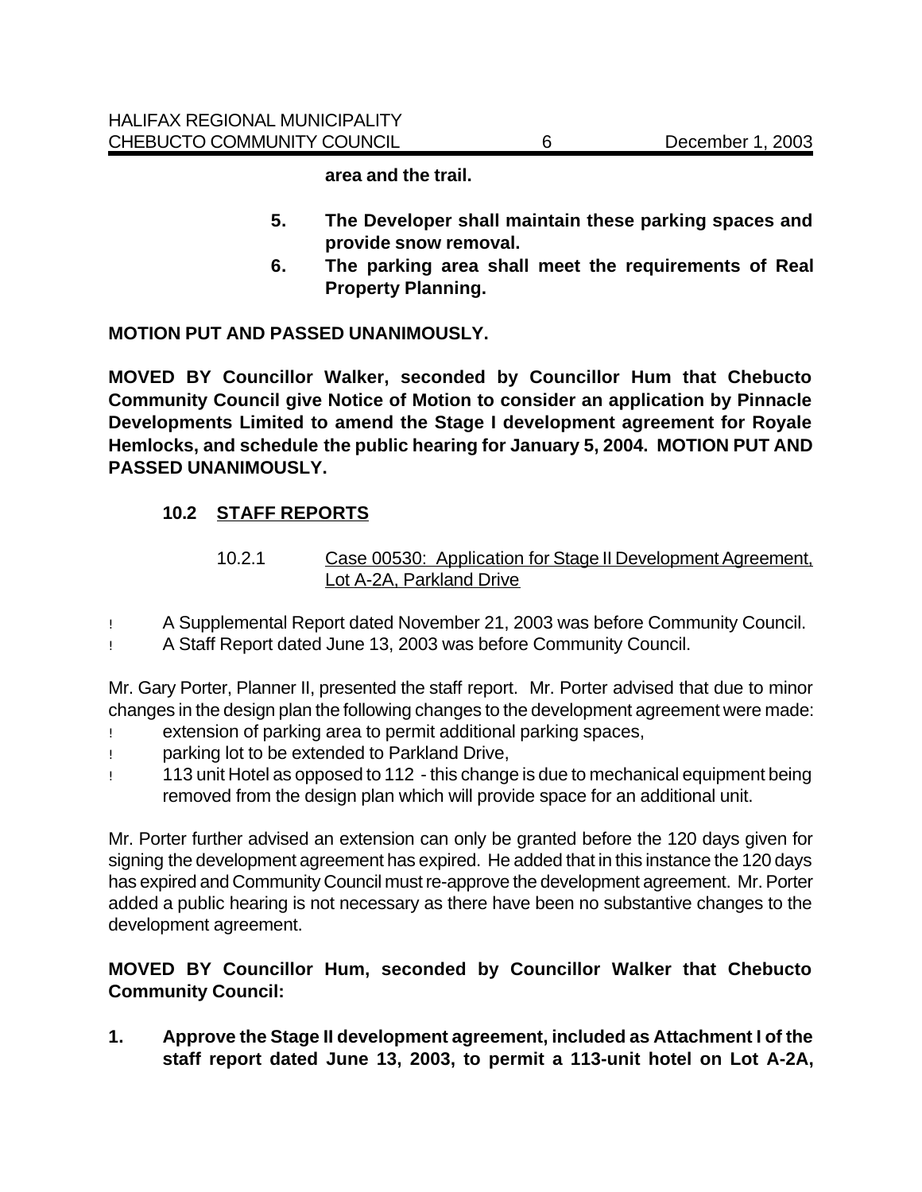**area and the trail.**

5. **The Developer shall maintain these parking spaces and provide snow removal.**
6. **The parking area shall meet the requirements of Real Property Planning.**

**MOTION PUT AND PASSED UNANIMOUSLY.**

**MOVED BY Councillor Walker, seconded by Councillor Hum that Chebucto Community Council give Notice of Motion to consider an application by Pinnacle Developments Limited to amend the Stage I development agreement for Royale Hemlocks, and schedule the public hearing for January 5, 2004. MOTION PUT AND PASSED UNANIMOUSLY.**

### 10.2 STAFF REPORTS

#### 10.2.1 Case 00530: Application for Stage II Development Agreement, Lot A-2A, Parkland Drive

- A Supplemental Report dated November 21, 2003 was before Community Council.
- A Staff Report dated June 13, 2003 was before Community Council.

Mr. Gary Porter, Planner II, presented the staff report. Mr. Porter advised that due to minor changes in the design plan the following changes to the development agreement were made:

- extension of parking area to permit additional parking spaces,
- parking lot to be extended to Parkland Drive,
- 113 unit Hotel as opposed to 112 - this change is due to mechanical equipment being removed from the design plan which will provide space for an additional unit.

Mr. Porter further advised an extension can only be granted before the 120 days given for signing the development agreement has expired. He added that in this instance the 120 days has expired and Community Council must re-approve the development agreement. Mr. Porter added a public hearing is not necessary as there have been no substantive changes to the development agreement.

**MOVED BY Councillor Hum, seconded by Councillor Walker that Chebucto Community Council:**

1. **Approve the Stage II development agreement, included as Attachment I of the staff report dated June 13, 2003, to permit a 113-unit hotel on Lot A-2A,**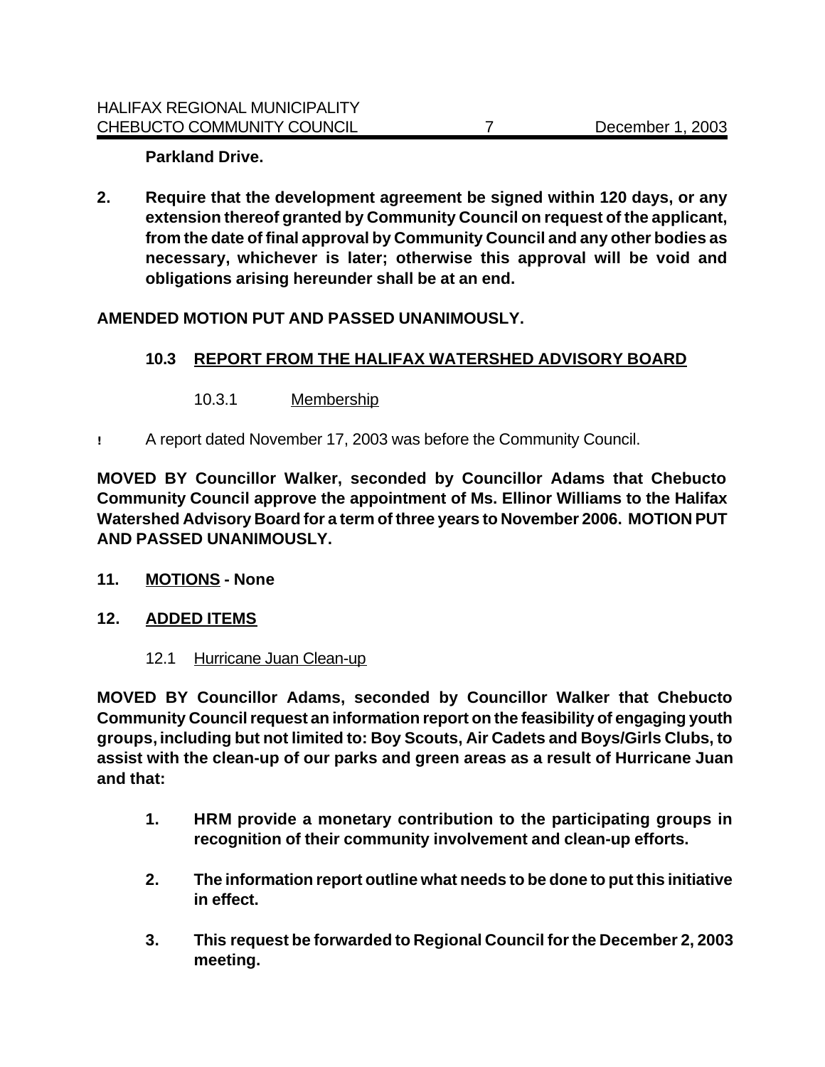**Parkland Drive.**

2. **Require that the development agreement be signed within 120 days, or any extension thereof granted by Community Council on request of the applicant, from the date of final approval by Community Council and any other bodies as necessary, whichever is later; otherwise this approval will be void and obligations arising hereunder shall be at an end.**

**AMENDED MOTION PUT AND PASSED UNANIMOUSLY.**

### 10.3 REPORT FROM THE HALIFAX WATERSHED ADVISORY BOARD

10.3.1 Membership

- A report dated November 17, 2003 was before the Community Council.

**MOVED BY Councillor Walker, seconded by Councillor Adams that Chebucto Community Council approve the appointment of Ms. Ellinor Williams to the Halifax Watershed Advisory Board for a term of three years to November 2006. MOTION PUT AND PASSED UNANIMOUSLY.**

## 11. MOTIONS - None

## 12. ADDED ITEMS

12.1 Hurricane Juan Clean-up

**MOVED BY Councillor Adams, seconded by Councillor Walker that Chebucto Community Council request an information report on the feasibility of engaging youth groups, including but not limited to: Boy Scouts, Air Cadets and Boys/Girls Clubs, to assist with the clean-up of our parks and green areas as a result of Hurricane Juan and that:**

1. **HRM provide a monetary contribution to the participating groups in recognition of their community involvement and clean-up efforts.**

2. **The information report outline what needs to be done to put this initiative in effect.**

3. **This request be forwarded to Regional Council for the December 2, 2003 meeting.**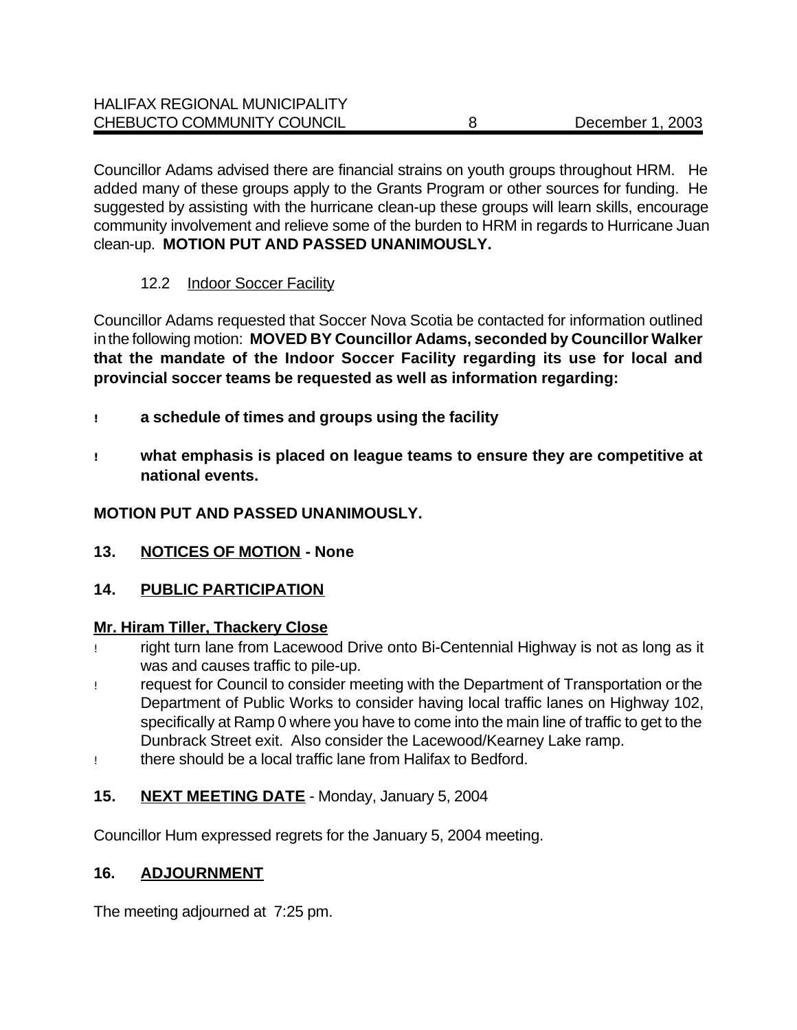Councillor Adams advised there are financial strains on youth groups throughout HRM. He added many of these groups apply to the Grants Program or other sources for funding. He suggested by assisting with the hurricane clean-up these groups will learn skills, encourage community involvement and relieve some of the burden to HRM in regards to Hurricane Juan clean-up. **MOTION PUT AND PASSED UNANIMOUSLY.**

12.2 Indoor Soccer Facility

Councillor Adams requested that Soccer Nova Scotia be contacted for information outlined in the following motion: **MOVED BY Councillor Adams, seconded by Councillor Walker that the mandate of the Indoor Soccer Facility regarding its use for local and provincial soccer teams be requested as well as information regarding:**

- **a schedule of times and groups using the facility**
- **what emphasis is placed on league teams to ensure they are competitive at national events.**

**MOTION PUT AND PASSED UNANIMOUSLY.**

## 13. NOTICES OF MOTION - None

## 14. PUBLIC PARTICIPATION

**Mr. Hiram Tiller, Thackery Close**

- right turn lane from Lacewood Drive onto Bi-Centennial Highway is not as long as it was and causes traffic to pile-up.
- request for Council to consider meeting with the Department of Transportation or the Department of Public Works to consider having local traffic lanes on Highway 102, specifically at Ramp 0 where you have to come into the main line of traffic to get to the Dunbrack Street exit. Also consider the Lacewood/Kearney Lake ramp.
- there should be a local traffic lane from Halifax to Bedford.

## 15. NEXT MEETING DATE - Monday, January 5, 2004

Councillor Hum expressed regrets for the January 5, 2004 meeting.

## 16. ADJOURNMENT

The meeting adjourned at 7:25 pm.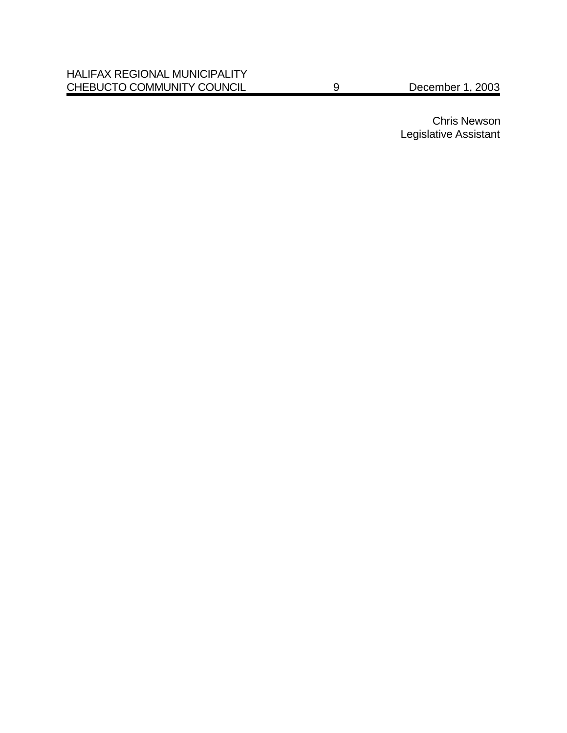Chris Newson
Legislative Assistant